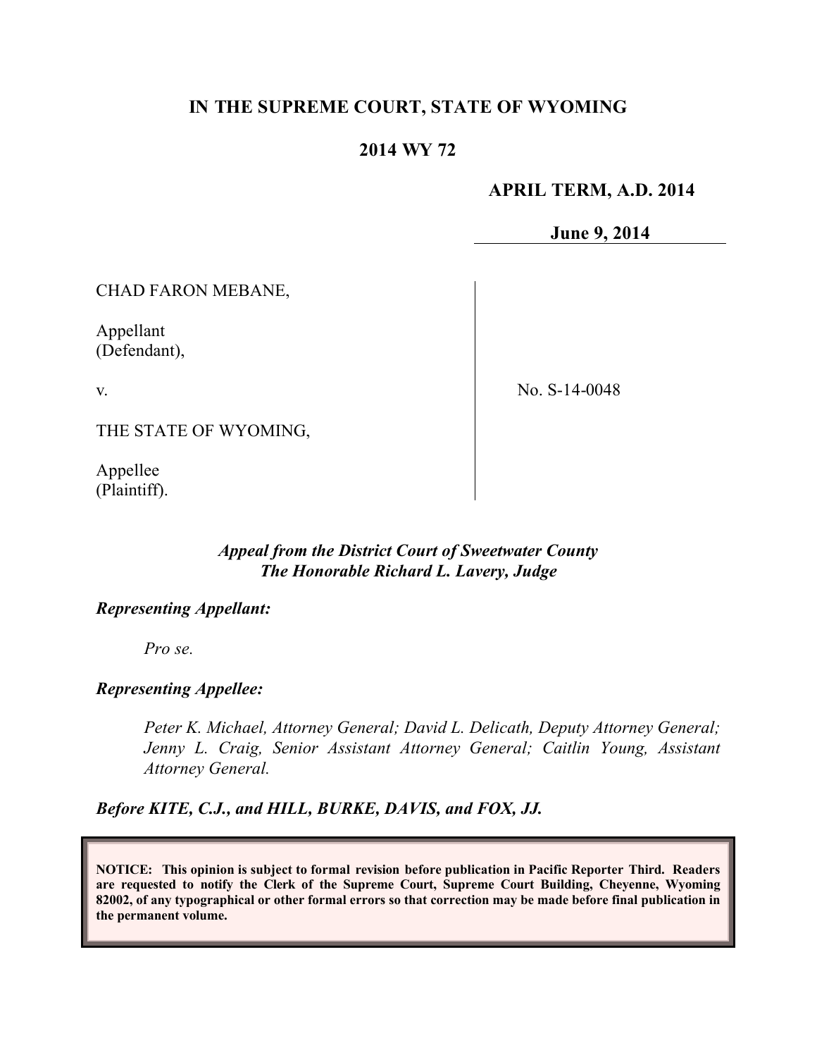# IN THE SUPREME COURT, STATE OF WYOMING

## 2014 WY 72

**APRIL TERM, A.D. 2014**

**June 9, 2014**

CHAD FARON MEBANE,

Appellant
(Defendant),

v.

THE STATE OF WYOMING,

Appellee
(Plaintiff).

No. S-14-0048

***Appeal from the District Court of Sweetwater County***
***The Honorable Richard L. Lavery, Judge***

***Representing Appellant:***

*Pro se.*

***Representing Appellee:***

*Peter K. Michael, Attorney General; David L. Delicath, Deputy Attorney General; Jenny L. Craig, Senior Assistant Attorney General; Caitlin Young, Assistant Attorney General.*

***Before KITE, C.J., and HILL, BURKE, DAVIS, and FOX, JJ.***

**NOTICE: This opinion is subject to formal revision before publication in Pacific Reporter Third. Readers are requested to notify the Clerk of the Supreme Court, Supreme Court Building, Cheyenne, Wyoming 82002, of any typographical or other formal errors so that correction may be made before final publication in the permanent volume.**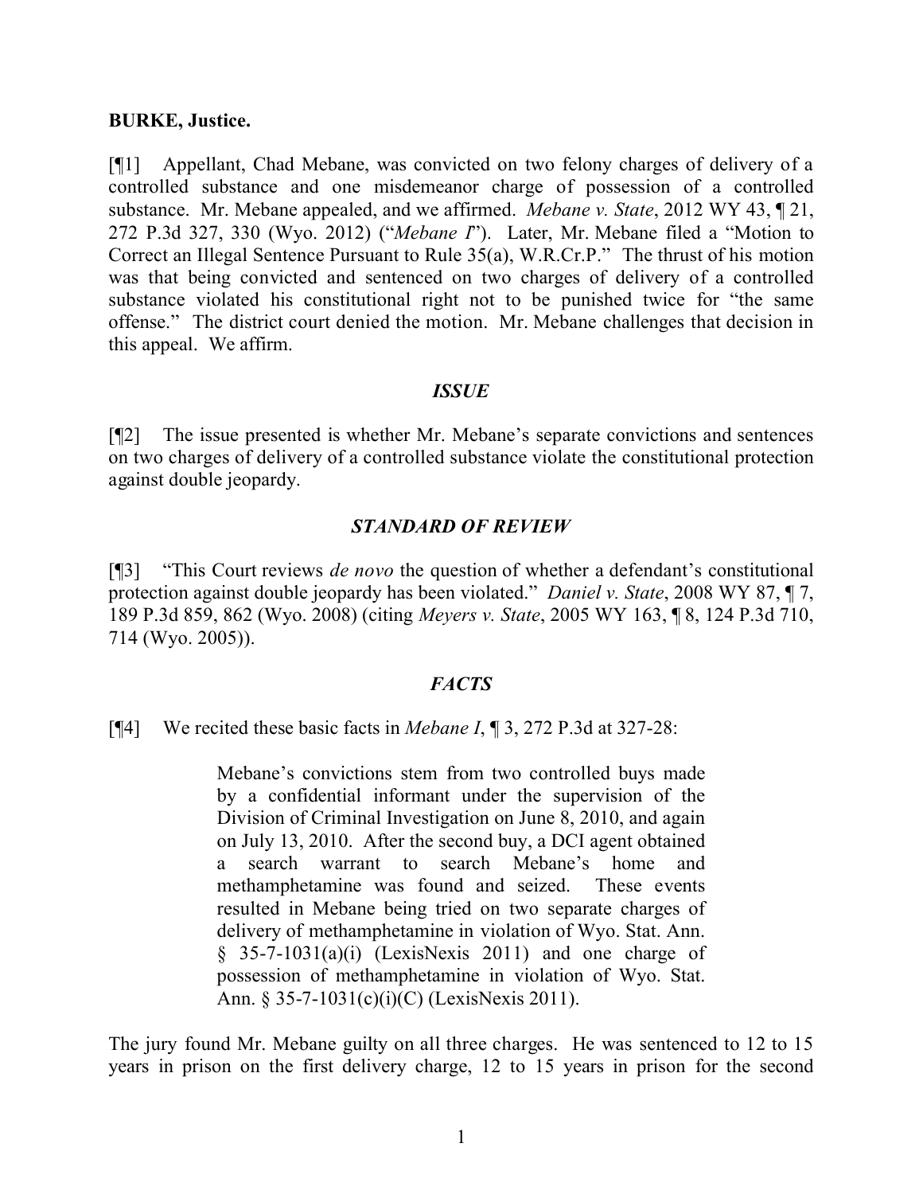**BURKE, Justice.**

[¶1] Appellant, Chad Mebane, was convicted on two felony charges of delivery of a controlled substance and one misdemeanor charge of possession of a controlled substance. Mr. Mebane appealed, and we affirmed. *Mebane v. State*, 2012 WY 43, ¶ 21, 272 P.3d 327, 330 (Wyo. 2012) ("*Mebane I*"). Later, Mr. Mebane filed a "Motion to Correct an Illegal Sentence Pursuant to Rule 35(a), W.R.Cr.P." The thrust of his motion was that being convicted and sentenced on two charges of delivery of a controlled substance violated his constitutional right not to be punished twice for "the same offense." The district court denied the motion. Mr. Mebane challenges that decision in this appeal. We affirm.

### *ISSUE*

[¶2] The issue presented is whether Mr. Mebane's separate convictions and sentences on two charges of delivery of a controlled substance violate the constitutional protection against double jeopardy.

### *STANDARD OF REVIEW*

[¶3] "This Court reviews *de novo* the question of whether a defendant's constitutional protection against double jeopardy has been violated." *Daniel v. State*, 2008 WY 87, ¶ 7, 189 P.3d 859, 862 (Wyo. 2008) (citing *Meyers v. State*, 2005 WY 163, ¶ 8, 124 P.3d 710, 714 (Wyo. 2005)).

### *FACTS*

[¶4] We recited these basic facts in *Mebane I*, ¶ 3, 272 P.3d at 327-28:

> Mebane's convictions stem from two controlled buys made by a confidential informant under the supervision of the Division of Criminal Investigation on June 8, 2010, and again on July 13, 2010. After the second buy, a DCI agent obtained a search warrant to search Mebane's home and methamphetamine was found and seized. These events resulted in Mebane being tried on two separate charges of delivery of methamphetamine in violation of Wyo. Stat. Ann. § 35-7-1031(a)(i) (LexisNexis 2011) and one charge of possession of methamphetamine in violation of Wyo. Stat. Ann. § 35-7-1031(c)(i)(C) (LexisNexis 2011).

The jury found Mr. Mebane guilty on all three charges. He was sentenced to 12 to 15 years in prison on the first delivery charge, 12 to 15 years in prison for the second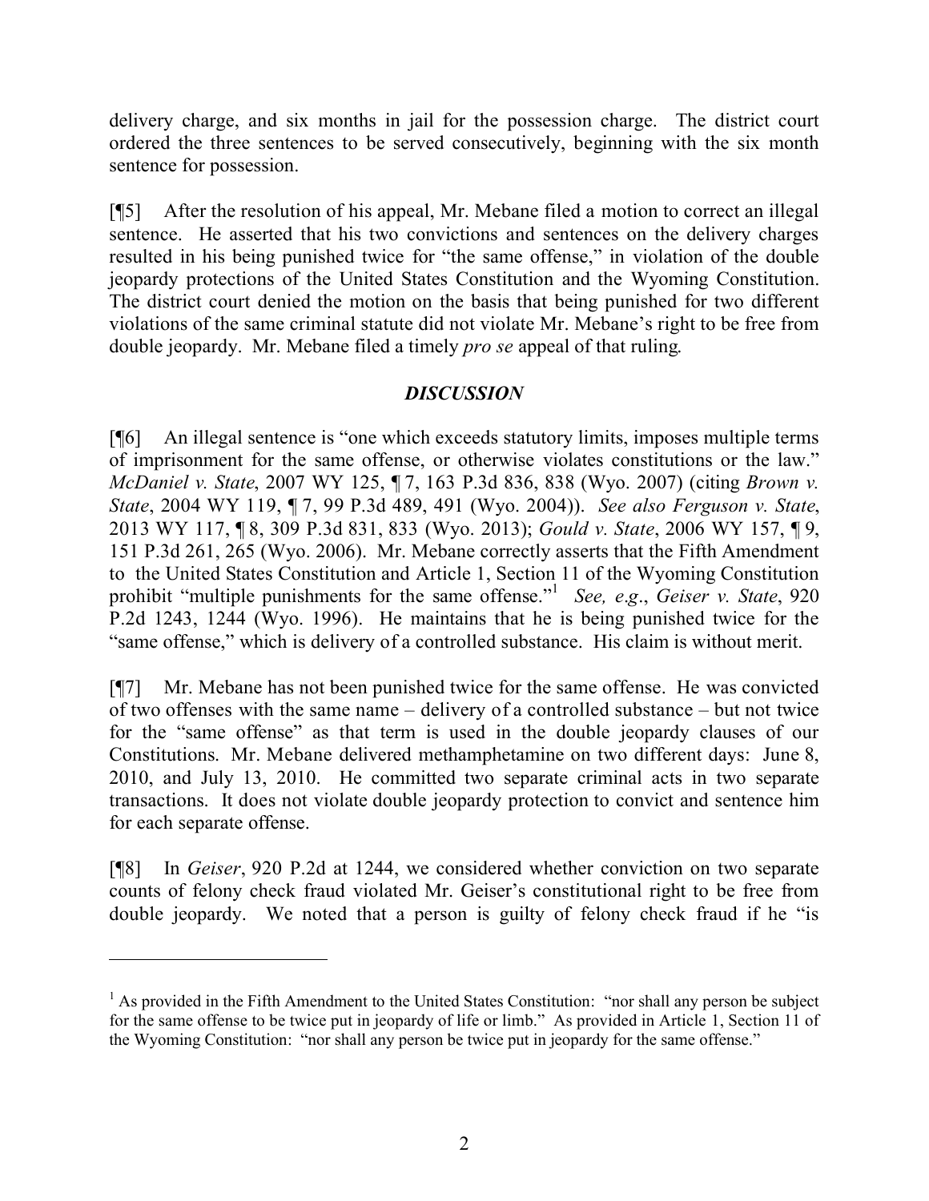delivery charge, and six months in jail for the possession charge. The district court ordered the three sentences to be served consecutively, beginning with the six month sentence for possession.

[¶5] After the resolution of his appeal, Mr. Mebane filed a motion to correct an illegal sentence. He asserted that his two convictions and sentences on the delivery charges resulted in his being punished twice for "the same offense," in violation of the double jeopardy protections of the United States Constitution and the Wyoming Constitution. The district court denied the motion on the basis that being punished for two different violations of the same criminal statute did not violate Mr. Mebane's right to be free from double jeopardy. Mr. Mebane filed a timely *pro se* appeal of that ruling.

## *DISCUSSION*

[¶6] An illegal sentence is "one which exceeds statutory limits, imposes multiple terms of imprisonment for the same offense, or otherwise violates constitutions or the law." *McDaniel v. State*, 2007 WY 125, ¶ 7, 163 P.3d 836, 838 (Wyo. 2007) (citing *Brown v. State*, 2004 WY 119, ¶ 7, 99 P.3d 489, 491 (Wyo. 2004)). *See also Ferguson v. State*, 2013 WY 117, ¶ 8, 309 P.3d 831, 833 (Wyo. 2013); *Gould v. State*, 2006 WY 157, ¶ 9, 151 P.3d 261, 265 (Wyo. 2006). Mr. Mebane correctly asserts that the Fifth Amendment to the United States Constitution and Article 1, Section 11 of the Wyoming Constitution prohibit "multiple punishments for the same offense."[1] *See, e.g.*, *Geiser v. State*, 920 P.2d 1243, 1244 (Wyo. 1996). He maintains that he is being punished twice for the "same offense," which is delivery of a controlled substance. His claim is without merit.

[¶7] Mr. Mebane has not been punished twice for the same offense. He was convicted of two offenses with the same name – delivery of a controlled substance – but not twice for the "same offense" as that term is used in the double jeopardy clauses of our Constitutions. Mr. Mebane delivered methamphetamine on two different days: June 8, 2010, and July 13, 2010. He committed two separate criminal acts in two separate transactions. It does not violate double jeopardy protection to convict and sentence him for each separate offense.

[¶8] In *Geiser*, 920 P.2d at 1244, we considered whether conviction on two separate counts of felony check fraud violated Mr. Geiser's constitutional right to be free from double jeopardy. We noted that a person is guilty of felony check fraud if he "is

---

[1] As provided in the Fifth Amendment to the United States Constitution: "nor shall any person be subject for the same offense to be twice put in jeopardy of life or limb." As provided in Article 1, Section 11 of the Wyoming Constitution: "nor shall any person be twice put in jeopardy for the same offense."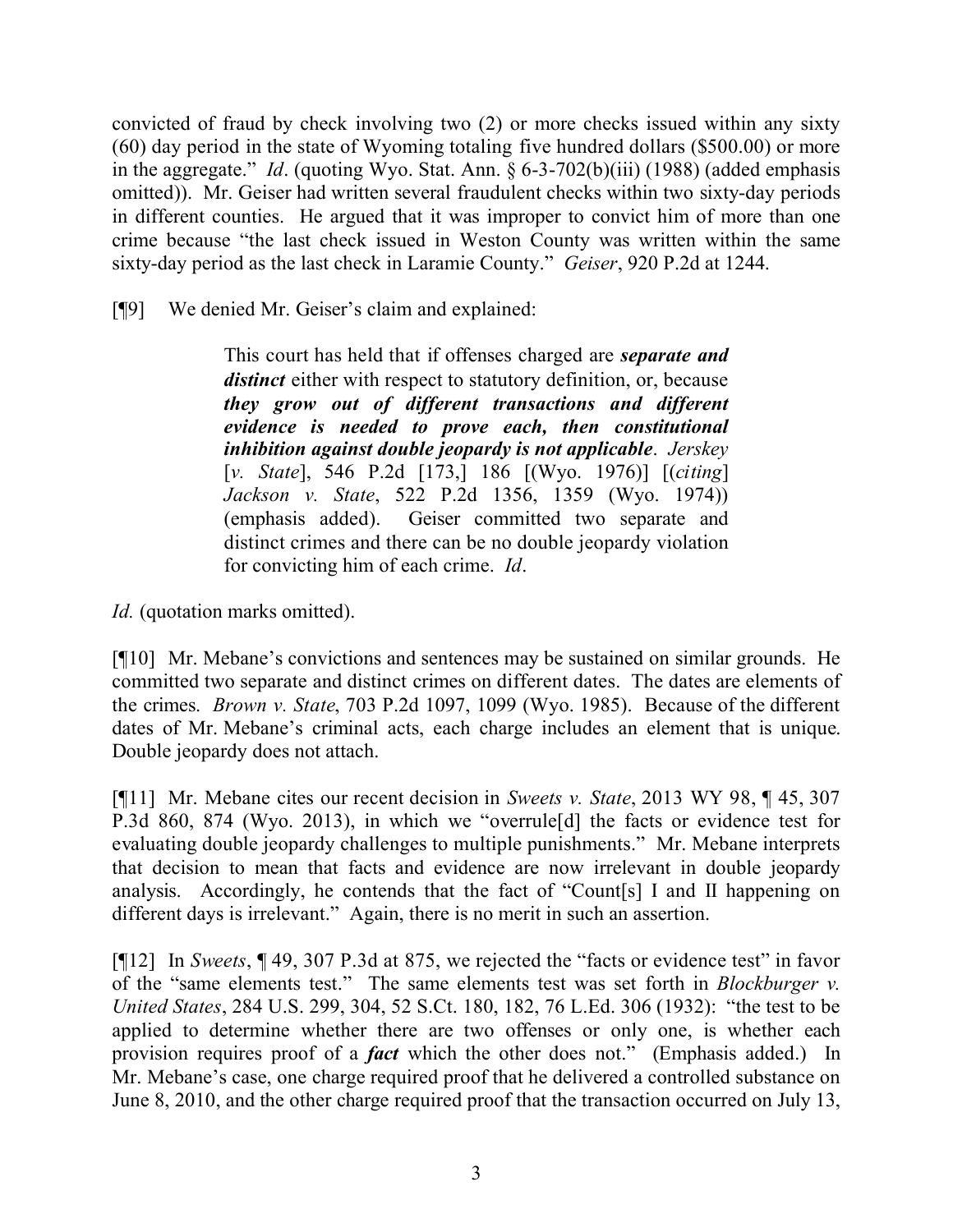convicted of fraud by check involving two (2) or more checks issued within any sixty (60) day period in the state of Wyoming totaling five hundred dollars ($500.00) or more in the aggregate." *Id*. (quoting Wyo. Stat. Ann. § 6-3-702(b)(iii) (1988) (added emphasis omitted)). Mr. Geiser had written several fraudulent checks within two sixty-day periods in different counties. He argued that it was improper to convict him of more than one crime because "the last check issued in Weston County was written within the same sixty-day period as the last check in Laramie County." *Geiser*, 920 P.2d at 1244.

[¶9] We denied Mr. Geiser's claim and explained:

> This court has held that if offenses charged are ***separate and distinct*** either with respect to statutory definition, or, because ***they grow out of different transactions and different evidence is needed to prove each, then constitutional inhibition against double jeopardy is not applicable***. *Jerskey* [*v. State*], 546 P.2d [173,] 186 [(Wyo. 1976)] [(*citing*] *Jackson v. State*, 522 P.2d 1356, 1359 (Wyo. 1974)) (emphasis added). Geiser committed two separate and distinct crimes and there can be no double jeopardy violation for convicting him of each crime. *Id*.

*Id.* (quotation marks omitted).

[¶10] Mr. Mebane's convictions and sentences may be sustained on similar grounds. He committed two separate and distinct crimes on different dates. The dates are elements of the crimes. *Brown v. State*, 703 P.2d 1097, 1099 (Wyo. 1985). Because of the different dates of Mr. Mebane's criminal acts, each charge includes an element that is unique. Double jeopardy does not attach.

[¶11] Mr. Mebane cites our recent decision in *Sweets v. State*, 2013 WY 98, ¶ 45, 307 P.3d 860, 874 (Wyo. 2013), in which we "overrule[d] the facts or evidence test for evaluating double jeopardy challenges to multiple punishments." Mr. Mebane interprets that decision to mean that facts and evidence are now irrelevant in double jeopardy analysis. Accordingly, he contends that the fact of "Count[s] I and II happening on different days is irrelevant." Again, there is no merit in such an assertion.

[¶12] In *Sweets*, ¶ 49, 307 P.3d at 875, we rejected the "facts or evidence test" in favor of the "same elements test." The same elements test was set forth in *Blockburger v. United States*, 284 U.S. 299, 304, 52 S.Ct. 180, 182, 76 L.Ed. 306 (1932): "the test to be applied to determine whether there are two offenses or only one, is whether each provision requires proof of a ***fact*** which the other does not." (Emphasis added.) In Mr. Mebane's case, one charge required proof that he delivered a controlled substance on June 8, 2010, and the other charge required proof that the transaction occurred on July 13,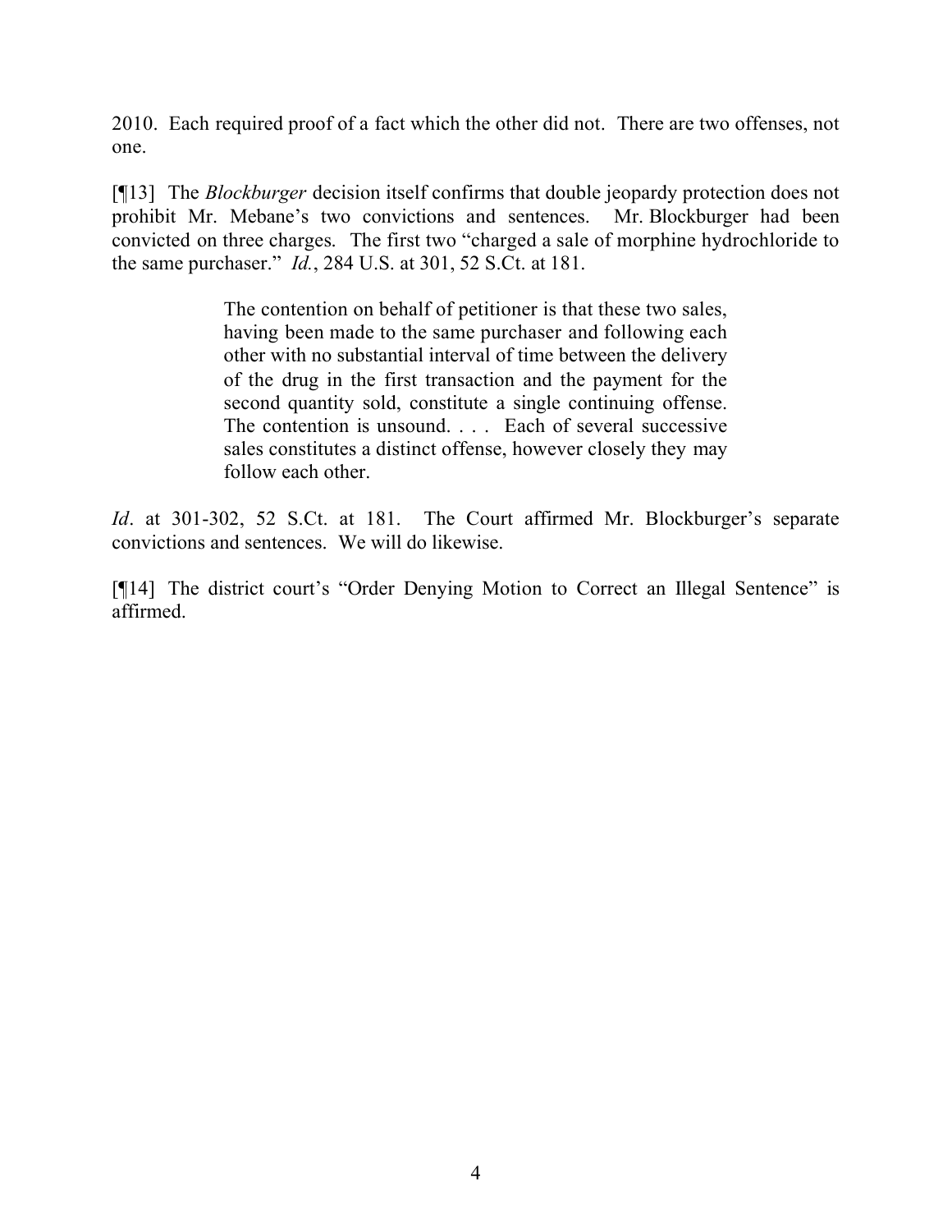2010. Each required proof of a fact which the other did not. There are two offenses, not one.

[¶13] The *Blockburger* decision itself confirms that double jeopardy protection does not prohibit Mr. Mebane's two convictions and sentences. Mr. Blockburger had been convicted on three charges. The first two "charged a sale of morphine hydrochloride to the same purchaser." *Id.*, 284 U.S. at 301, 52 S.Ct. at 181.

> The contention on behalf of petitioner is that these two sales, having been made to the same purchaser and following each other with no substantial interval of time between the delivery of the drug in the first transaction and the payment for the second quantity sold, constitute a single continuing offense. The contention is unsound. . . . Each of several successive sales constitutes a distinct offense, however closely they may follow each other.

*Id*. at 301-302, 52 S.Ct. at 181. The Court affirmed Mr. Blockburger's separate convictions and sentences. We will do likewise.

[¶14] The district court's "Order Denying Motion to Correct an Illegal Sentence" is affirmed.